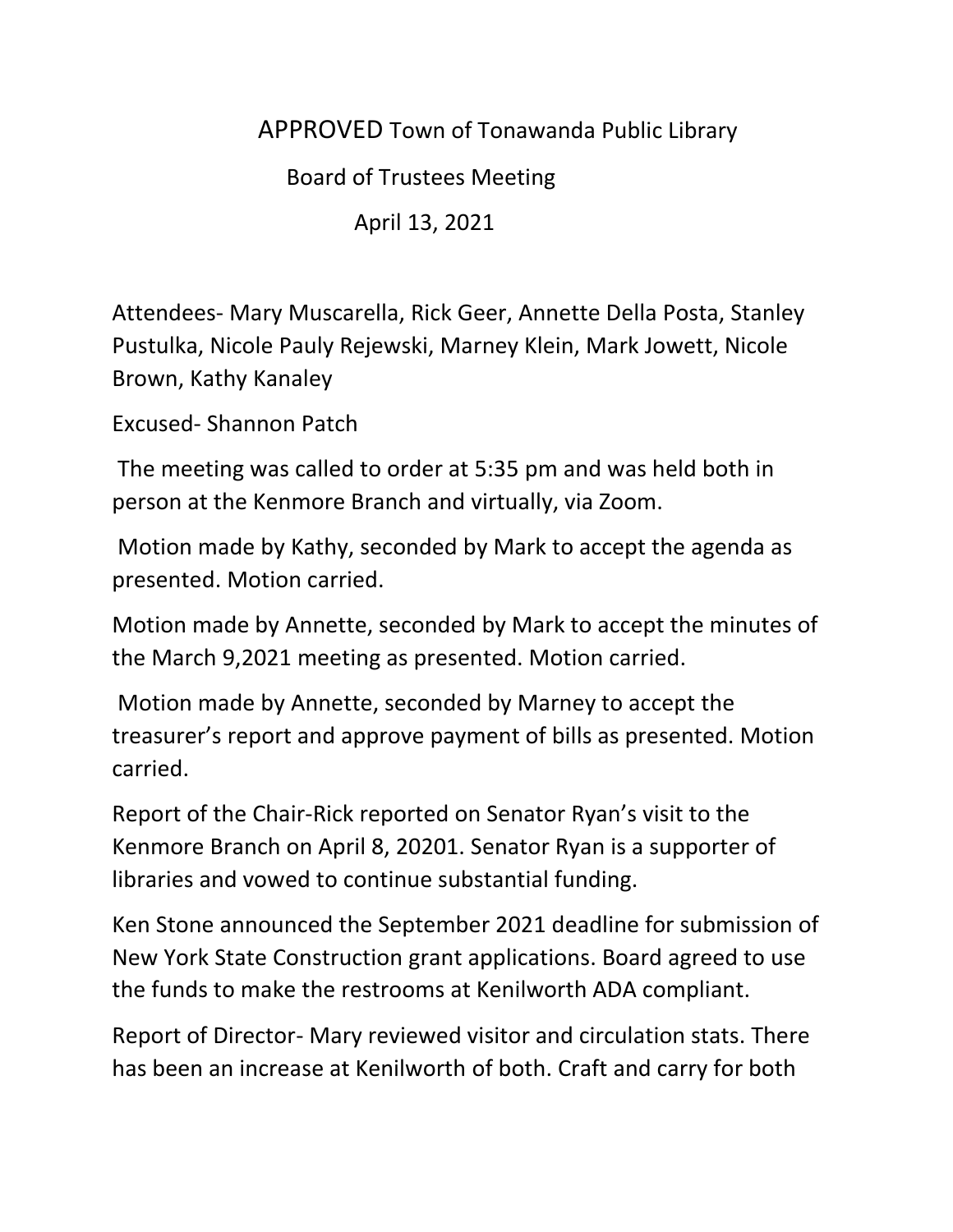# APPROVED Town of Tonawanda Public Library

## Board of Trustees Meeting

## April 13, 2021

Attendees- Mary Muscarella, Rick Geer, Annette Della Posta, Stanley Pustulka, Nicole Pauly Rejewski, Marney Klein, Mark Jowett, Nicole Brown, Kathy Kanaley

Excused- Shannon Patch

The meeting was called to order at 5:35 pm and was held both in person at the Kenmore Branch and virtually, via Zoom.

Motion made by Kathy, seconded by Mark to accept the agenda as presented. Motion carried.

Motion made by Annette, seconded by Mark to accept the minutes of the March 9,2021 meeting as presented. Motion carried.

Motion made by Annette, seconded by Marney to accept the treasurer's report and approve payment of bills as presented. Motion carried.

Report of the Chair-Rick reported on Senator Ryan's visit to the Kenmore Branch on April 8, 20201. Senator Ryan is a supporter of libraries and vowed to continue substantial funding.

Ken Stone announced the September 2021 deadline for submission of New York State Construction grant applications. Board agreed to use the funds to make the restrooms at Kenilworth ADA compliant.

Report of Director- Mary reviewed visitor and circulation stats. There has been an increase at Kenilworth of both. Craft and carry for both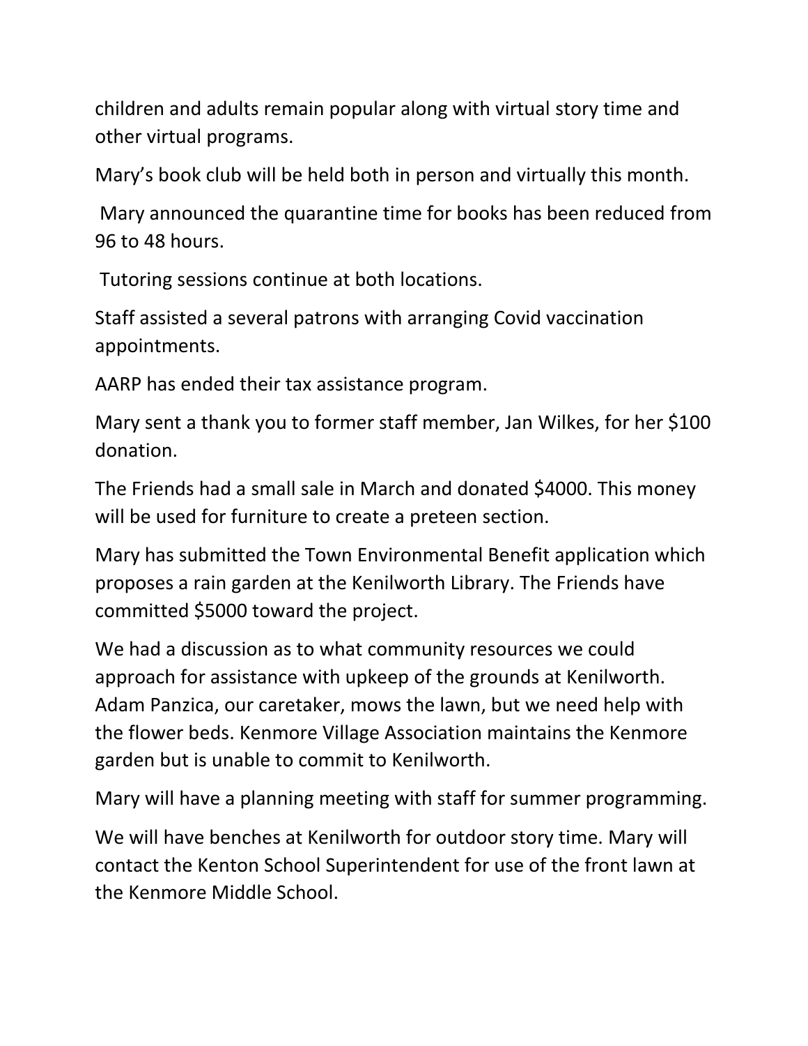children and adults remain popular along with virtual story time and other virtual programs.

Mary's book club will be held both in person and virtually this month.

Mary announced the quarantine time for books has been reduced from 96 to 48 hours.

Tutoring sessions continue at both locations.

Staff assisted a several patrons with arranging Covid vaccination appointments.

AARP has ended their tax assistance program.

Mary sent a thank you to former staff member, Jan Wilkes, for her $100 donation.

The Friends had a small sale in March and donated $4000. This money will be used for furniture to create a preteen section.

Mary has submitted the Town Environmental Benefit application which proposes a rain garden at the Kenilworth Library. The Friends have committed $5000 toward the project.

We had a discussion as to what community resources we could approach for assistance with upkeep of the grounds at Kenilworth. Adam Panzica, our caretaker, mows the lawn, but we need help with the flower beds. Kenmore Village Association maintains the Kenmore garden but is unable to commit to Kenilworth.

Mary will have a planning meeting with staff for summer programming.

We will have benches at Kenilworth for outdoor story time. Mary will contact the Kenton School Superintendent for use of the front lawn at the Kenmore Middle School.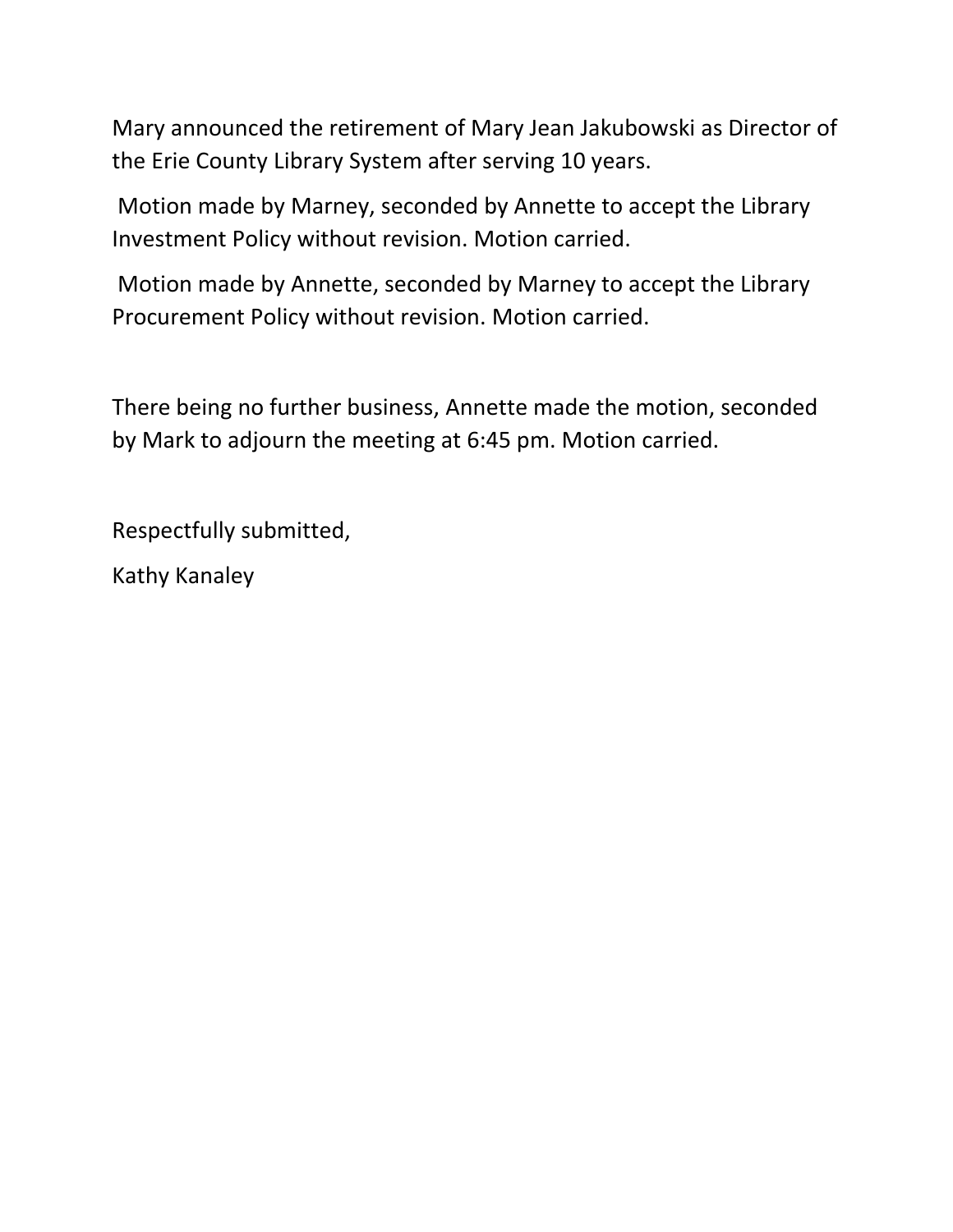Mary announced the retirement of Mary Jean Jakubowski as Director of the Erie County Library System after serving 10 years.

Motion made by Marney, seconded by Annette to accept the Library Investment Policy without revision. Motion carried.

Motion made by Annette, seconded by Marney to accept the Library Procurement Policy without revision. Motion carried.

There being no further business, Annette made the motion, seconded by Mark to adjourn the meeting at 6:45 pm. Motion carried.

Respectfully submitted,

Kathy Kanaley